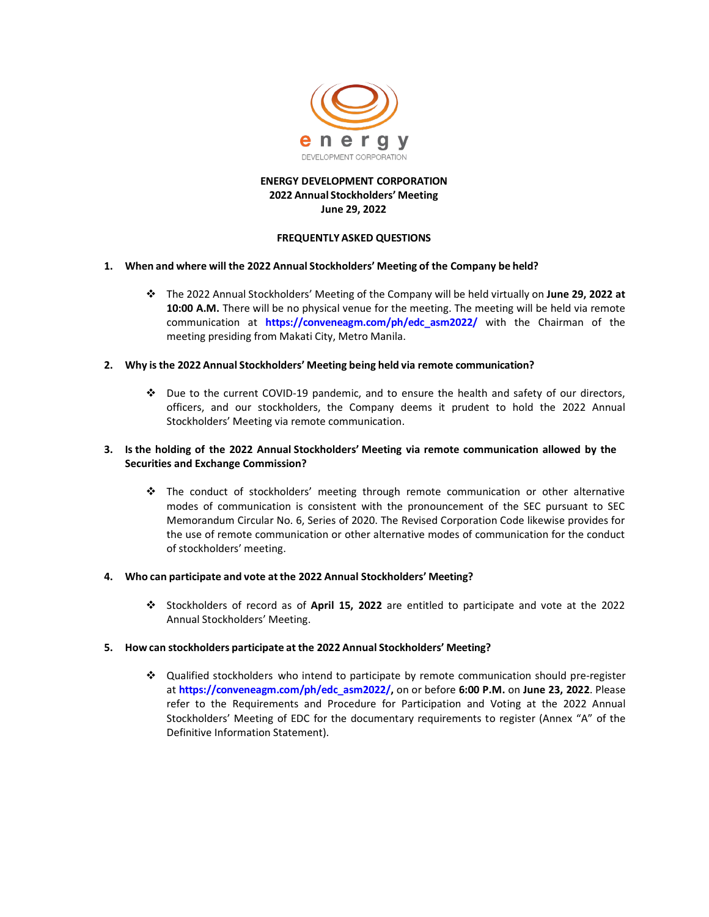**ENERGY DEVELOPMENT CORPORATION**
**2022 Annual Stockholders' Meeting**
**June 29, 2022**

**FREQUENTLY ASKED QUESTIONS**

1. **When and where will the 2022 Annual Stockholders' Meeting of the Company be held?**

   - The 2022 Annual Stockholders' Meeting of the Company will be held virtually on **June 29, 2022 at 10:00 A.M.** There will be no physical venue for the meeting. The meeting will be held via remote communication at **https://conveneagm.com/ph/edc_asm2022/** with the Chairman of the meeting presiding from Makati City, Metro Manila.

2. **Why is the 2022 Annual Stockholders' Meeting being held via remote communication?**

   - Due to the current COVID-19 pandemic, and to ensure the health and safety of our directors, officers, and our stockholders, the Company deems it prudent to hold the 2022 Annual Stockholders' Meeting via remote communication.

3. **Is the holding of the 2022 Annual Stockholders' Meeting via remote communication allowed by the Securities and Exchange Commission?**

   - The conduct of stockholders' meeting through remote communication or other alternative modes of communication is consistent with the pronouncement of the SEC pursuant to SEC Memorandum Circular No. 6, Series of 2020. The Revised Corporation Code likewise provides for the use of remote communication or other alternative modes of communication for the conduct of stockholders' meeting.

4. **Who can participate and vote at the 2022 Annual Stockholders' Meeting?**

   - Stockholders of record as of **April 15, 2022** are entitled to participate and vote at the 2022 Annual Stockholders' Meeting.

5. **How can stockholders participate at the 2022 Annual Stockholders' Meeting?**

   - Qualified stockholders who intend to participate by remote communication should pre-register at **https://conveneagm.com/ph/edc_asm2022/,** on or before **6:00 P.M.** on **June 23, 2022**. Please refer to the Requirements and Procedure for Participation and Voting at the 2022 Annual Stockholders' Meeting of EDC for the documentary requirements to register (Annex "A" of the Definitive Information Statement).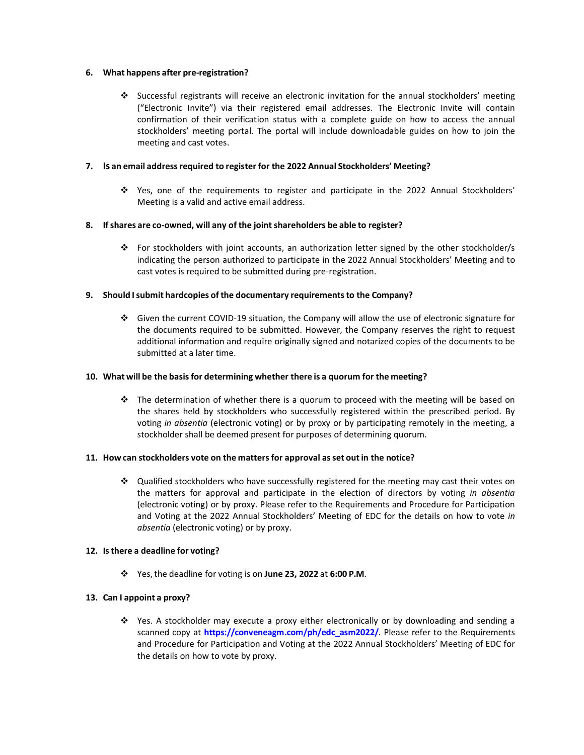**6. What happens after pre-registration?**

- Successful registrants will receive an electronic invitation for the annual stockholders' meeting ("Electronic Invite") via their registered email addresses. The Electronic Invite will contain confirmation of their verification status with a complete guide on how to access the annual stockholders' meeting portal. The portal will include downloadable guides on how to join the meeting and cast votes.

**7. Is an email address required to register for the 2022 Annual Stockholders' Meeting?**

- Yes, one of the requirements to register and participate in the 2022 Annual Stockholders' Meeting is a valid and active email address.

**8. If shares are co-owned, will any of the joint shareholders be able to register?**

- For stockholders with joint accounts, an authorization letter signed by the other stockholder/s indicating the person authorized to participate in the 2022 Annual Stockholders' Meeting and to cast votes is required to be submitted during pre-registration.

**9. Should I submit hardcopies of the documentary requirements to the Company?**

- Given the current COVID-19 situation, the Company will allow the use of electronic signature for the documents required to be submitted. However, the Company reserves the right to request additional information and require originally signed and notarized copies of the documents to be submitted at a later time.

**10. What will be the basis for determining whether there is a quorum for the meeting?**

- The determination of whether there is a quorum to proceed with the meeting will be based on the shares held by stockholders who successfully registered within the prescribed period. By voting *in absentia* (electronic voting) or by proxy or by participating remotely in the meeting, a stockholder shall be deemed present for purposes of determining quorum.

**11. How can stockholders vote on the matters for approval as set out in the notice?**

- Qualified stockholders who have successfully registered for the meeting may cast their votes on the matters for approval and participate in the election of directors by voting *in absentia* (electronic voting) or by proxy. Please refer to the Requirements and Procedure for Participation and Voting at the 2022 Annual Stockholders' Meeting of EDC for the details on how to vote *in absentia* (electronic voting) or by proxy.

**12. Is there a deadline for voting?**

- Yes, the deadline for voting is on **June 23, 2022** at **6:00 P.M**.

**13. Can I appoint a proxy?**

- Yes. A stockholder may execute a proxy either electronically or by downloading and sending a scanned copy at **https://conveneagm.com/ph/edc_asm2022/**. Please refer to the Requirements and Procedure for Participation and Voting at the 2022 Annual Stockholders' Meeting of EDC for the details on how to vote by proxy.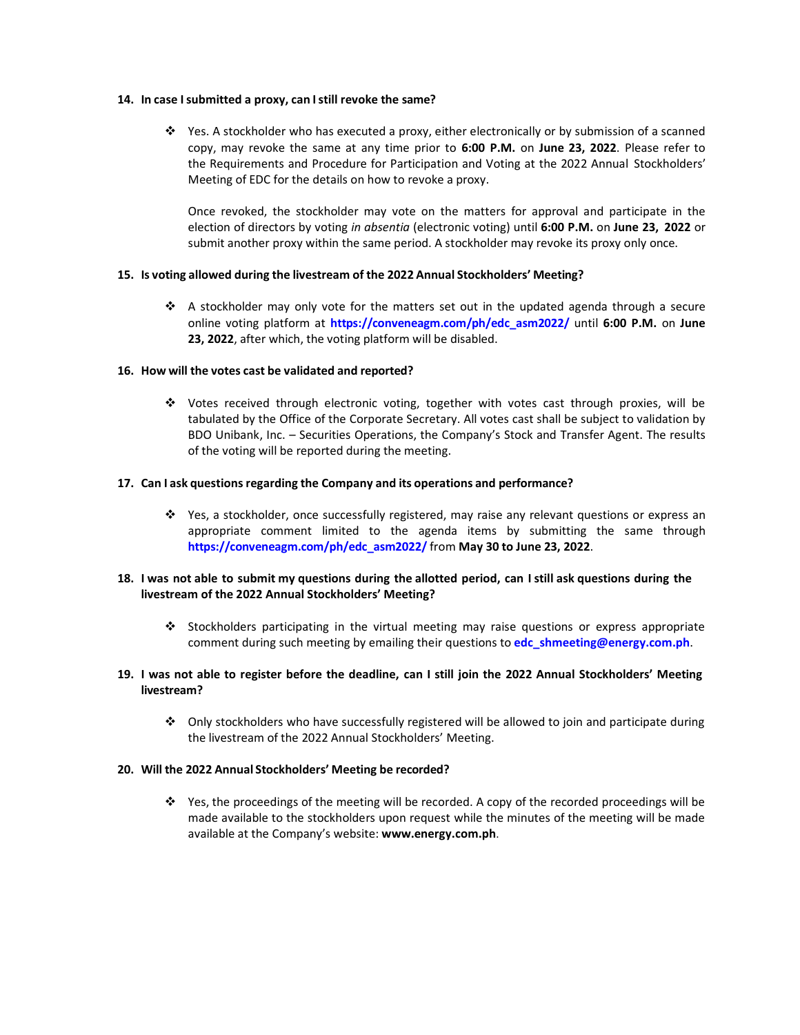**14. In case I submitted a proxy, can I still revoke the same?**

- Yes. A stockholder who has executed a proxy, either electronically or by submission of a scanned copy, may revoke the same at any time prior to **6:00 P.M.** on **June 23, 2022**. Please refer to the Requirements and Procedure for Participation and Voting at the 2022 Annual Stockholders' Meeting of EDC for the details on how to revoke a proxy.

  Once revoked, the stockholder may vote on the matters for approval and participate in the election of directors by voting *in absentia* (electronic voting) until **6:00 P.M.** on **June 23, 2022** or submit another proxy within the same period. A stockholder may revoke its proxy only once.

**15. Is voting allowed during the livestream of the 2022 Annual Stockholders' Meeting?**

- A stockholder may only vote for the matters set out in the updated agenda through a secure online voting platform at **https://conveneagm.com/ph/edc_asm2022/** until **6:00 P.M.** on **June 23, 2022**, after which, the voting platform will be disabled.

**16. How will the votes cast be validated and reported?**

- Votes received through electronic voting, together with votes cast through proxies, will be tabulated by the Office of the Corporate Secretary. All votes cast shall be subject to validation by BDO Unibank, Inc. – Securities Operations, the Company's Stock and Transfer Agent. The results of the voting will be reported during the meeting.

**17. Can I ask questions regarding the Company and its operations and performance?**

- Yes, a stockholder, once successfully registered, may raise any relevant questions or express an appropriate comment limited to the agenda items by submitting the same through **https://conveneagm.com/ph/edc_asm2022/** from **May 30 to June 23, 2022**.

**18. I was not able to submit my questions during the allotted period, can I still ask questions during the livestream of the 2022 Annual Stockholders' Meeting?**

- Stockholders participating in the virtual meeting may raise questions or express appropriate comment during such meeting by emailing their questions to **edc_shmeeting@energy.com.ph**.

**19. I was not able to register before the deadline, can I still join the 2022 Annual Stockholders' Meeting livestream?**

- Only stockholders who have successfully registered will be allowed to join and participate during the livestream of the 2022 Annual Stockholders' Meeting.

**20. Will the 2022 Annual Stockholders' Meeting be recorded?**

- Yes, the proceedings of the meeting will be recorded. A copy of the recorded proceedings will be made available to the stockholders upon request while the minutes of the meeting will be made available at the Company's website: **www.energy.com.ph**.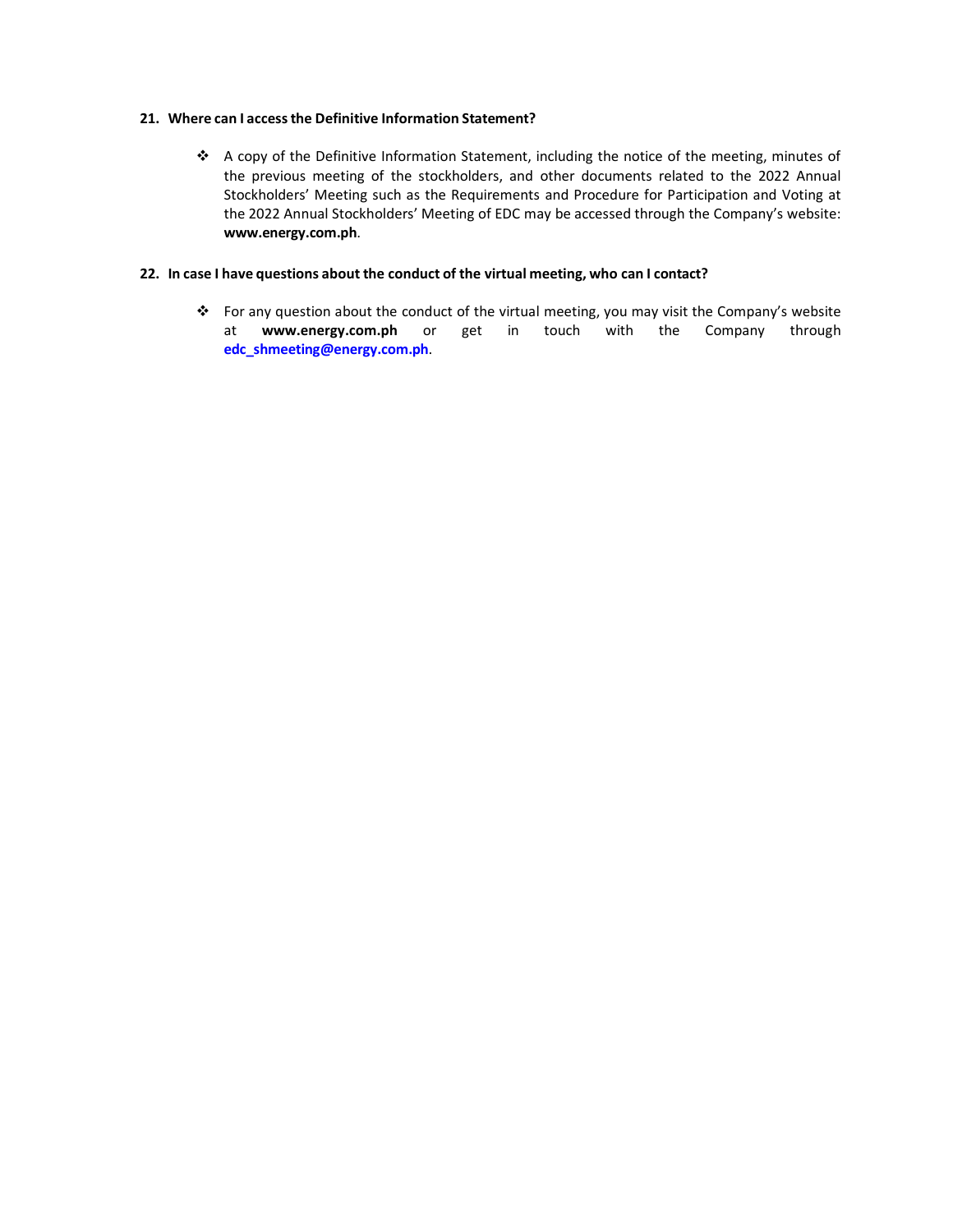**21. Where can I access the Definitive Information Statement?**

- A copy of the Definitive Information Statement, including the notice of the meeting, minutes of the previous meeting of the stockholders, and other documents related to the 2022 Annual Stockholders' Meeting such as the Requirements and Procedure for Participation and Voting at the 2022 Annual Stockholders' Meeting of EDC may be accessed through the Company's website: **www.energy.com.ph**.

**22. In case I have questions about the conduct of the virtual meeting, who can I contact?**

- For any question about the conduct of the virtual meeting, you may visit the Company's website at **www.energy.com.ph** or get in touch with the Company through **edc_shmeeting@energy.com.ph**.